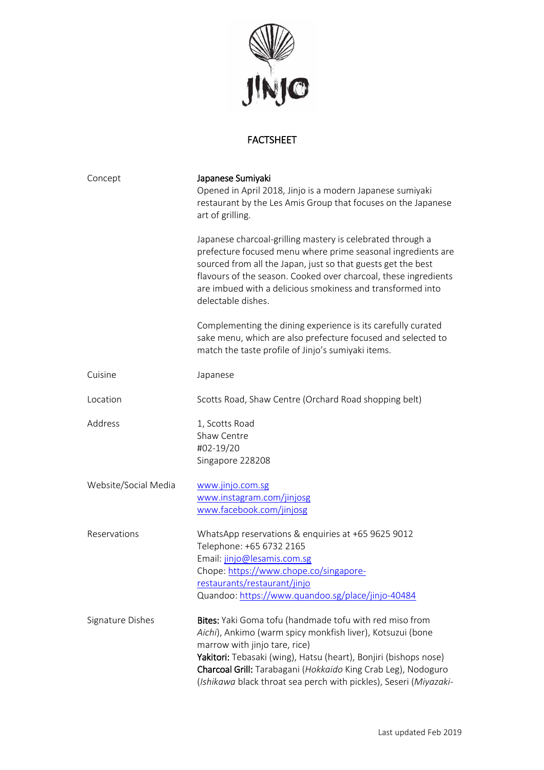JINJO

# FACTSHEET

| | |
|---|---|
| Concept | **Japanese Sumiyaki**<br>Opened in April 2018, Jinjo is a modern Japanese sumiyaki restaurant by the Les Amis Group that focuses on the Japanese art of grilling.<br><br>Japanese charcoal-grilling mastery is celebrated through a prefecture focused menu where prime seasonal ingredients are sourced from all the Japan, just so that guests get the best flavours of the season. Cooked over charcoal, these ingredients are imbued with a delicious smokiness and transformed into delectable dishes.<br><br>Complementing the dining experience is its carefully curated sake menu, which are also prefecture focused and selected to match the taste profile of Jinjo's sumiyaki items. |
| Cuisine | Japanese |
| Location | Scotts Road, Shaw Centre (Orchard Road shopping belt) |
| Address | 1, Scotts Road<br>Shaw Centre<br>#02-19/20<br>Singapore 228208 |
| Website/Social Media | www.jinjo.com.sg<br>www.instagram.com/jinjosg<br>www.facebook.com/jinjosg |
| Reservations | WhatsApp reservations & enquiries at +65 9625 9012<br>Telephone: +65 6732 2165<br>Email: jinjo@lesamis.com.sg<br>Chope: https://www.chope.co/singapore-restaurants/restaurant/jinjo<br>Quandoo: https://www.quandoo.sg/place/jinjo-40484 |
| Signature Dishes | **Bites:** Yaki Goma tofu (handmade tofu with red miso from *Aichi*), Ankimo (warm spicy monkfish liver), Kotsuzui (bone marrow with jinjo tare, rice)<br>**Yakitori:** Tebasaki (wing), Hatsu (heart), Bonjiri (bishops nose)<br>**Charcoal Grill:** Tarabagani (*Hokkaido* King Crab Leg), Nodoguro (*Ishikawa* black throat sea perch with pickles), Seseri (*Miyazaki-* |

Last updated Feb 2019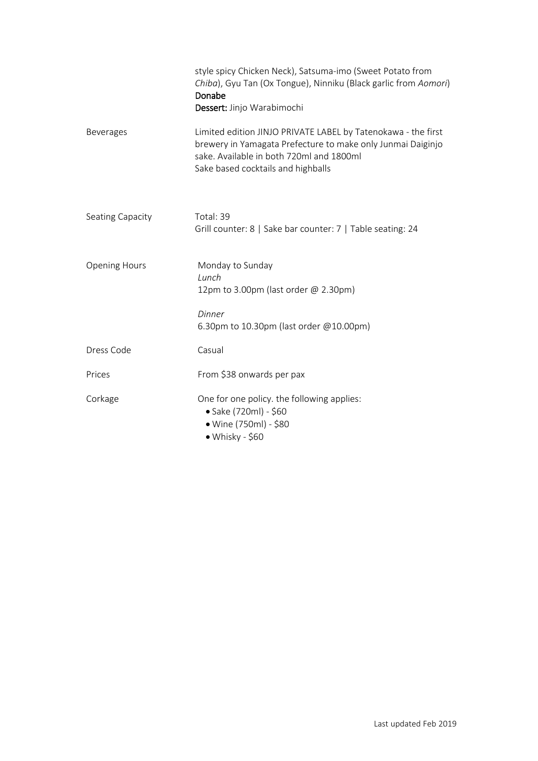| | |
|---|---|
| | style spicy Chicken Neck), Satsuma-imo (Sweet Potato from *Chiba*), Gyu Tan (Ox Tongue), Ninniku (Black garlic from *Aomori*)<br>**Donabe**<br>**Dessert:** Jinjo Warabimochi |
| Beverages | Limited edition JINJO PRIVATE LABEL by Tatenokawa - the first brewery in Yamagata Prefecture to make only Junmai Daiginjo sake. Available in both 720ml and 1800ml<br>Sake based cocktails and highballs |
| Seating Capacity | Total: 39<br>Grill counter: 8 \| Sake bar counter: 7 \| Table seating: 24 |
| Opening Hours | Monday to Sunday<br>*Lunch*<br>12pm to 3.00pm (last order @ 2.30pm)<br><br>*Dinner*<br>6.30pm to 10.30pm (last order @10.00pm) |
| Dress Code | Casual |
| Prices | From $38 onwards per pax |
| Corkage | One for one policy. the following applies:<br>• Sake (720ml) - $60<br>• Wine (750ml) - $80<br>• Whisky - $60 |

Last updated Feb 2019